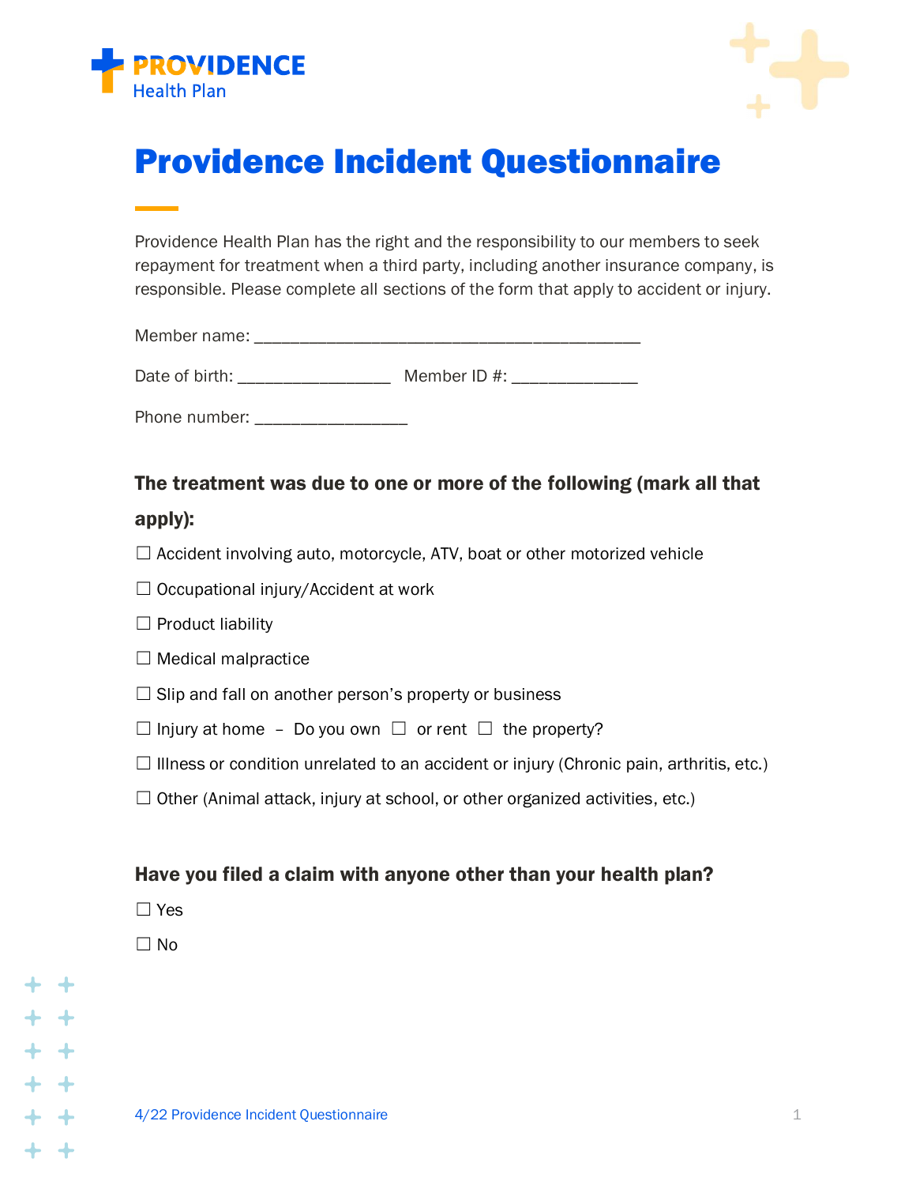PROVIDENCE Health Plan

# Providence Incident Questionnaire

Providence Health Plan has the right and the responsibility to our members to seek repayment for treatment when a third party, including another insurance company, is responsible. Please complete all sections of the form that apply to accident or injury.

Member name: ___________________________________________

Date of birth: _________________ Member ID #: ______________

Phone number: _________________

### The treatment was due to one or more of the following (mark all that apply):

☐ Accident involving auto, motorcycle, ATV, boat or other motorized vehicle

☐ Occupational injury/Accident at work

☐ Product liability

☐ Medical malpractice

☐ Slip and fall on another person's property or business

☐ Injury at home – Do you own ☐ or rent ☐ the property?

☐ Illness or condition unrelated to an accident or injury (Chronic pain, arthritis, etc.)

☐ Other (Animal attack, injury at school, or other organized activities, etc.)

### Have you filed a claim with anyone other than your health plan?

☐ Yes

☐ No

4/22 Providence Incident Questionnaire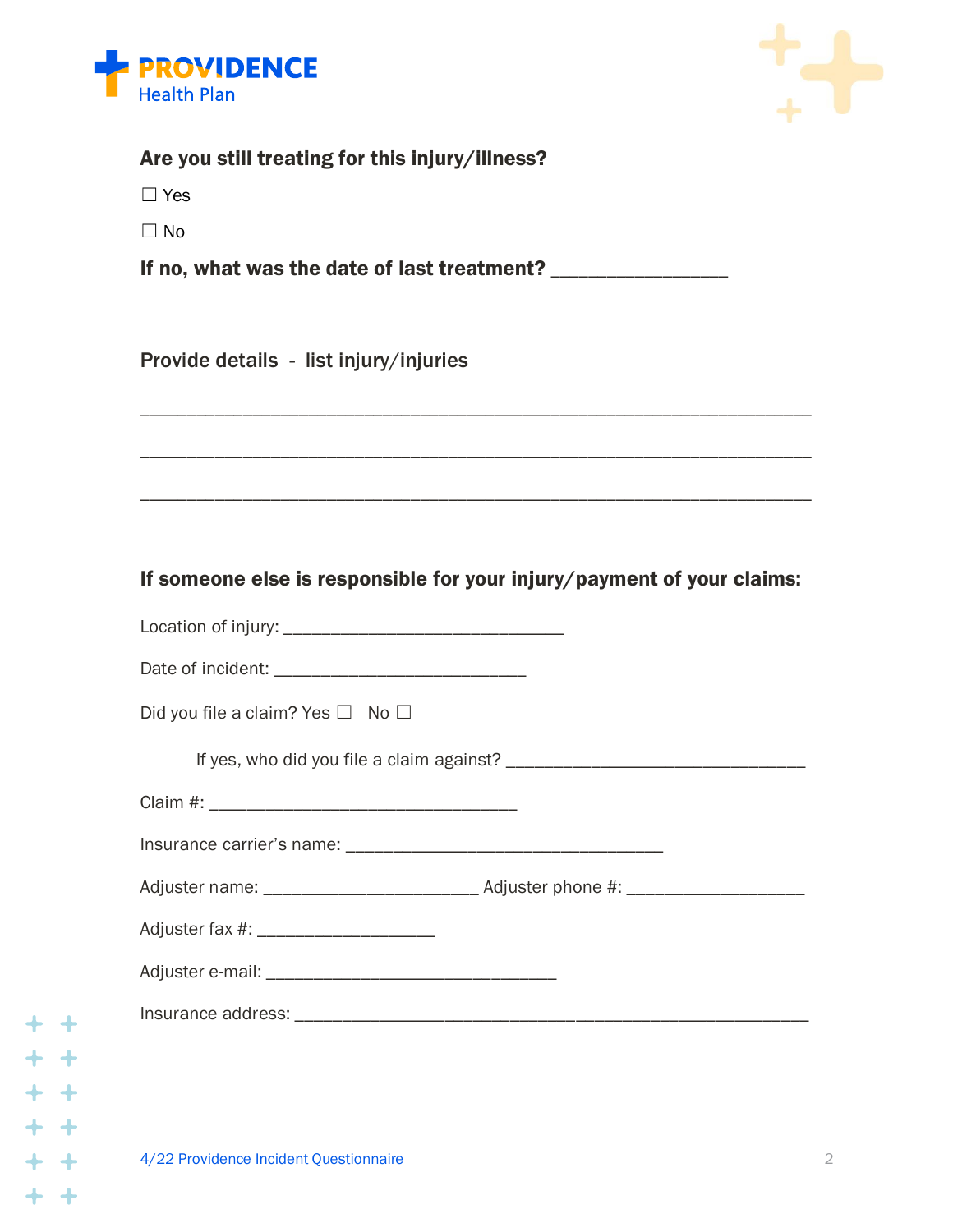**Are you still treating for this injury/illness?**

☐ Yes

☐ No

**If no, what was the date of last treatment?** _______________

**Provide details - list injury/injuries**

___________________________________________________________

___________________________________________________________

___________________________________________________________

**If someone else is responsible for your injury/payment of your claims:**

Location of injury: ___________________________

Date of incident: _________________________

Did you file a claim? Yes ☐ No ☐

If yes, who did you file a claim against? _____________________________

Claim #: ______________________________

Insurance carrier's name: _______________________________

Adjuster name: _____________________ Adjuster phone #: _________________

Adjuster fax #: _________________

Adjuster e-mail: _____________________________

Insurance address: __________________________________________________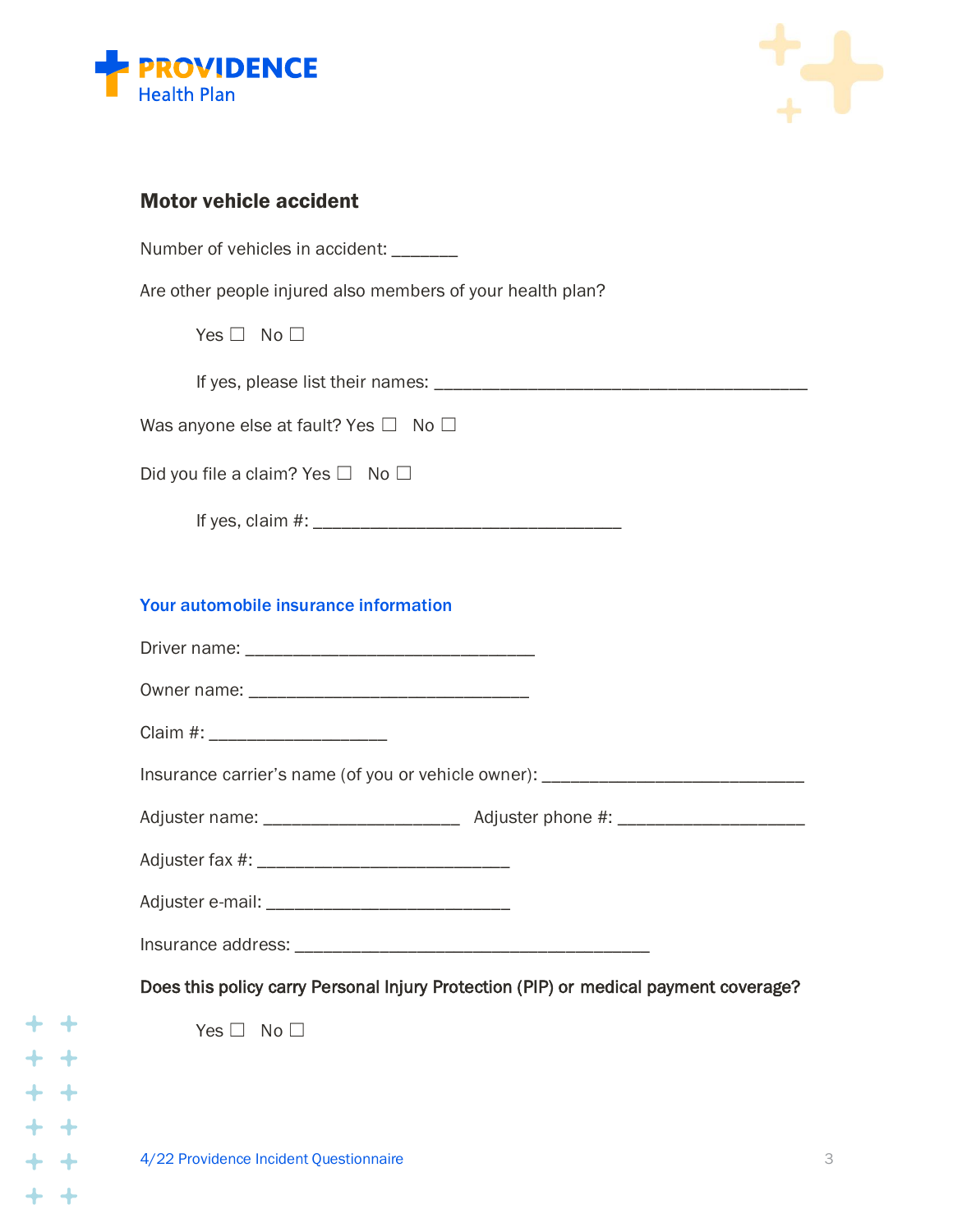## Motor vehicle accident

Number of vehicles in accident: _______

Are other people injured also members of your health plan?

Yes ☐ No ☐

If yes, please list their names: ________________________________________

Was anyone else at fault? Yes ☐ No ☐

Did you file a claim? Yes ☐ No ☐

If yes, claim #: _________________________________

### Your automobile insurance information

Driver name: _______________________________

Owner name: ______________________________

Claim #: ___________________

Insurance carrier's name (of you or vehicle owner): ____________________________

Adjuster name: _____________________ Adjuster phone #: ____________________

Adjuster fax #: ___________________________

Adjuster e-mail: __________________________

Insurance address: ______________________________________

**Does this policy carry Personal Injury Protection (PIP) or medical payment coverage?**

Yes ☐ No ☐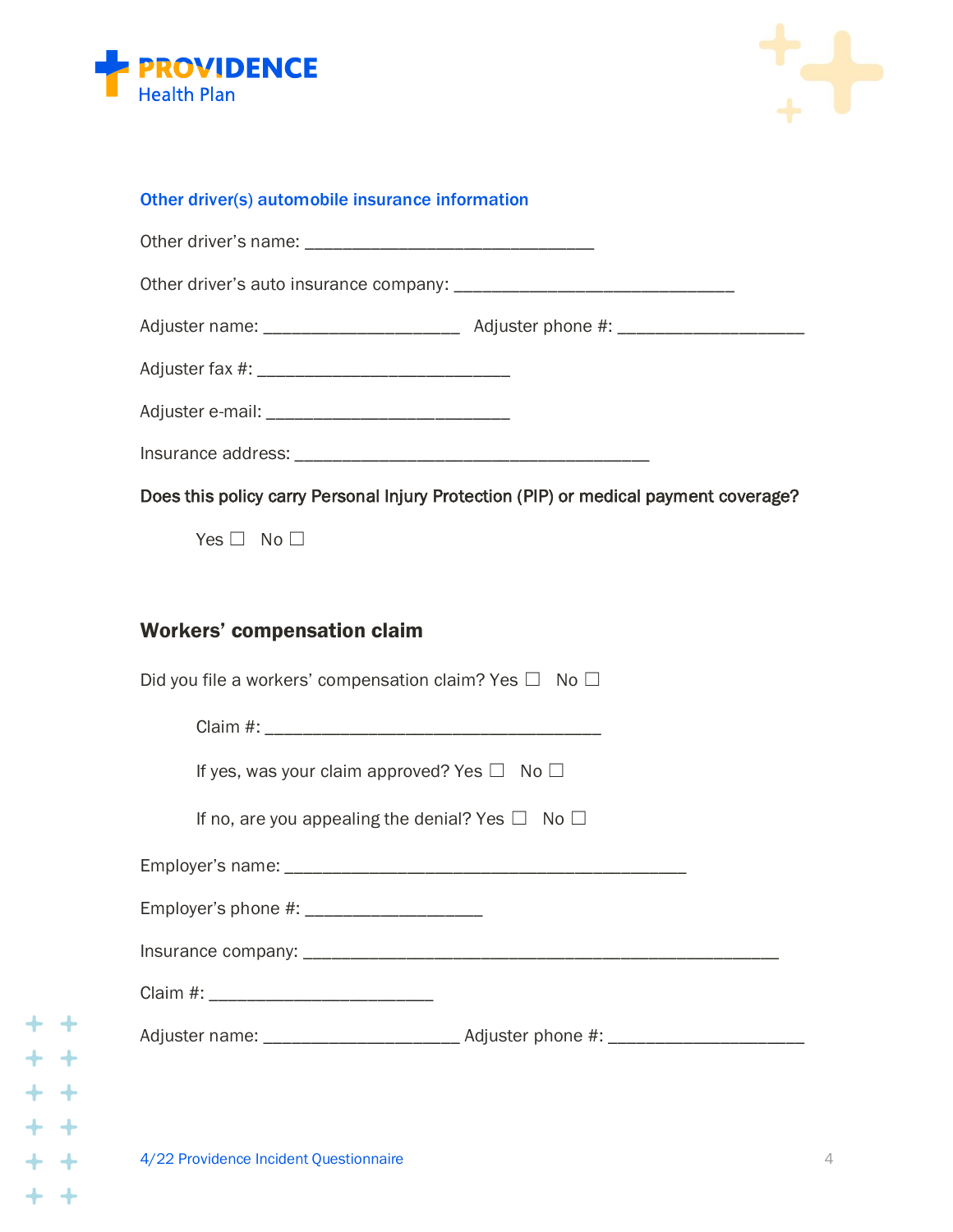### Other driver(s) automobile insurance information

Other driver's name: ________________________________

Other driver's auto insurance company: ________________________________

Adjuster name: ______________________ Adjuster phone #: _____________________

Adjuster fax #: ____________________________

Adjuster e-mail: ___________________________

Insurance address: ________________________________________

**Does this policy carry Personal Injury Protection (PIP) or medical payment coverage?**

Yes ☐ No ☐

## Workers' compensation claim

Did you file a workers' compensation claim? Yes ☐ No ☐

Claim #: ______________________________________

If yes, was your claim approved? Yes ☐ No ☐

If no, are you appealing the denial? Yes ☐ No ☐

Employer's name: _____________________________________________

Employer's phone #: ____________________

Insurance company: _____________________________________________________

Claim #: _________________________

Adjuster name: ______________________ Adjuster phone #: ______________________

4/22 Providence Incident Questionnaire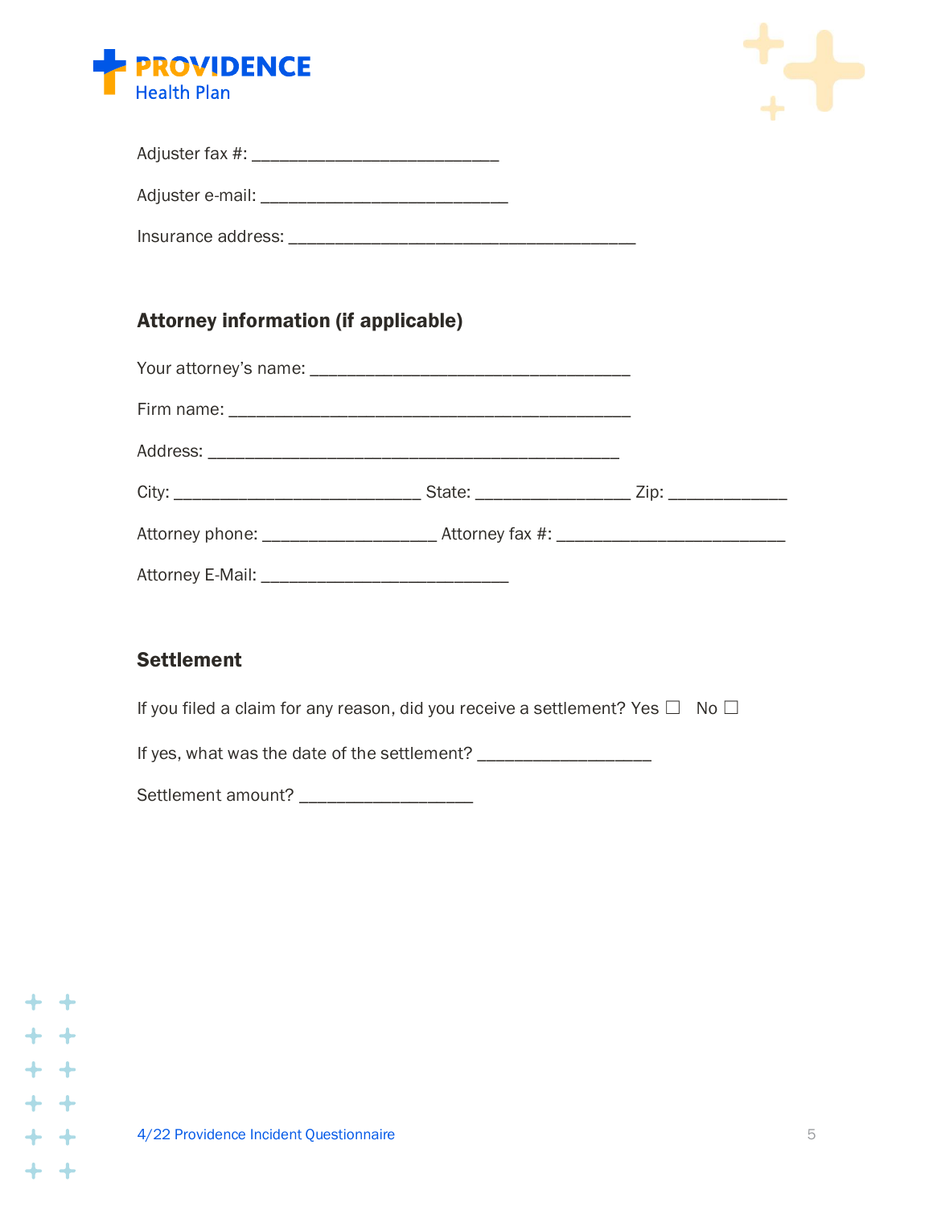Adjuster fax #: ___________________________

Adjuster e-mail: ___________________________

Insurance address: ______________________________________

## Attorney information (if applicable)

Your attorney's name: ___________________________________

Firm name: ____________________________________________

Address: _____________________________________________

City: ___________________________ State: _________________ Zip: _____________

Attorney phone: ___________________ Attorney fax #: _________________________

Attorney E-Mail: ___________________________

## Settlement

If you filed a claim for any reason, did you receive a settlement? Yes ☐ No ☐

If yes, what was the date of the settlement? ___________________

Settlement amount? ___________________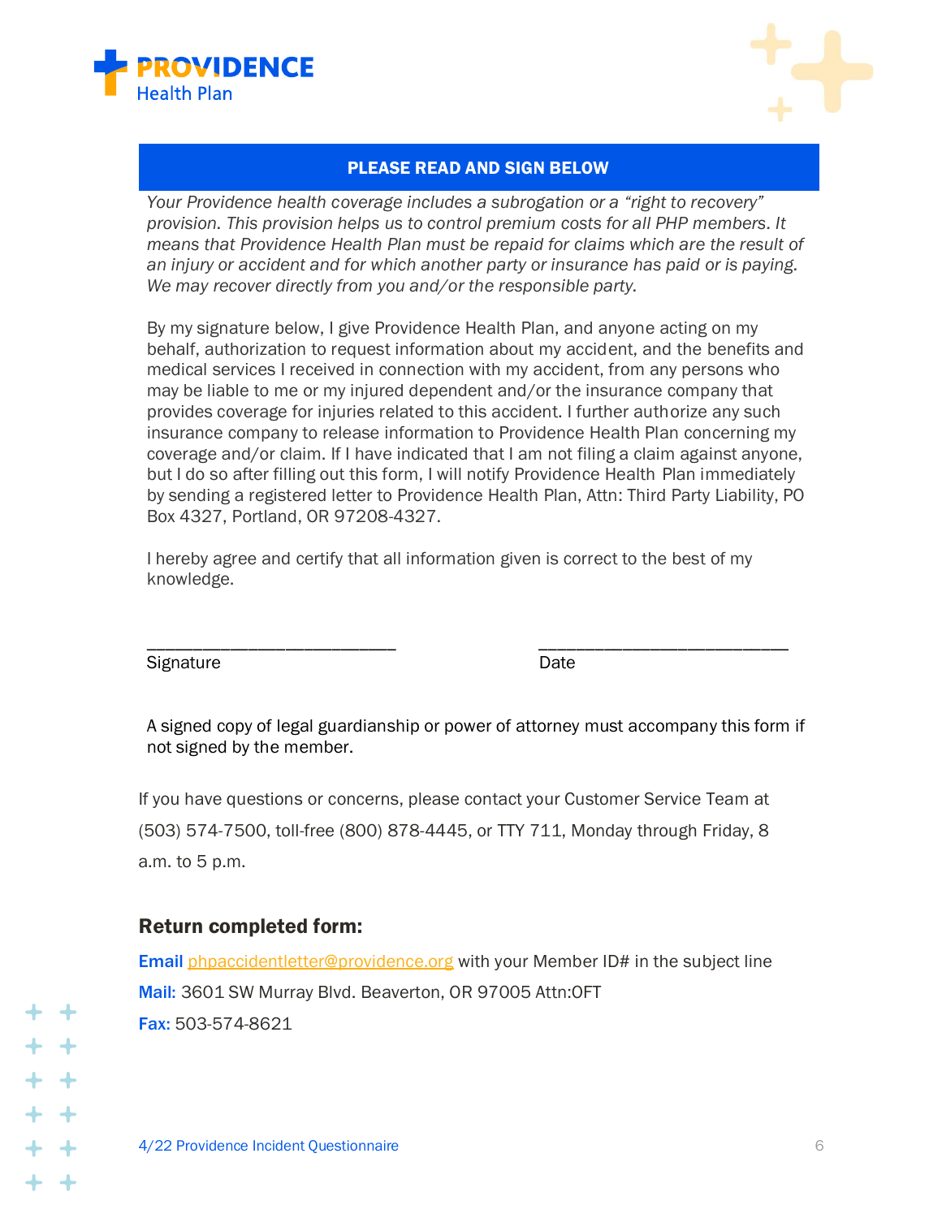**PROVIDENCE** Health Plan

## PLEASE READ AND SIGN BELOW

*Your Providence health coverage includes a subrogation or a "right to recovery" provision. This provision helps us to control premium costs for all PHP members. It means that Providence Health Plan must be repaid for claims which are the result of an injury or accident and for which another party or insurance has paid or is paying. We may recover directly from you and/or the responsible party.*

By my signature below, I give Providence Health Plan, and anyone acting on my behalf, authorization to request information about my accident, and the benefits and medical services I received in connection with my accident, from any persons who may be liable to me or my injured dependent and/or the insurance company that provides coverage for injuries related to this accident. I further authorize any such insurance company to release information to Providence Health Plan concerning my coverage and/or claim. If I have indicated that I am not filing a claim against anyone, but I do so after filling out this form, I will notify Providence Health Plan immediately by sending a registered letter to Providence Health Plan, Attn: Third Party Liability, PO Box 4327, Portland, OR 97208-4327.

I hereby agree and certify that all information given is correct to the best of my knowledge.

___________________________ ___________________________

Signature Date

A signed copy of legal guardianship or power of attorney must accompany this form if not signed by the member.

If you have questions or concerns, please contact your Customer Service Team at (503) 574-7500, toll-free (800) 878-4445, or TTY 711, Monday through Friday, 8 a.m. to 5 p.m.

### Return completed form:

**Email** phpaccidentletter@providence.org with your Member ID# in the subject line

**Mail:** 3601 SW Murray Blvd. Beaverton, OR 97005 Attn:OFT

**Fax:** 503-574-8621

4/22 Providence Incident Questionnaire